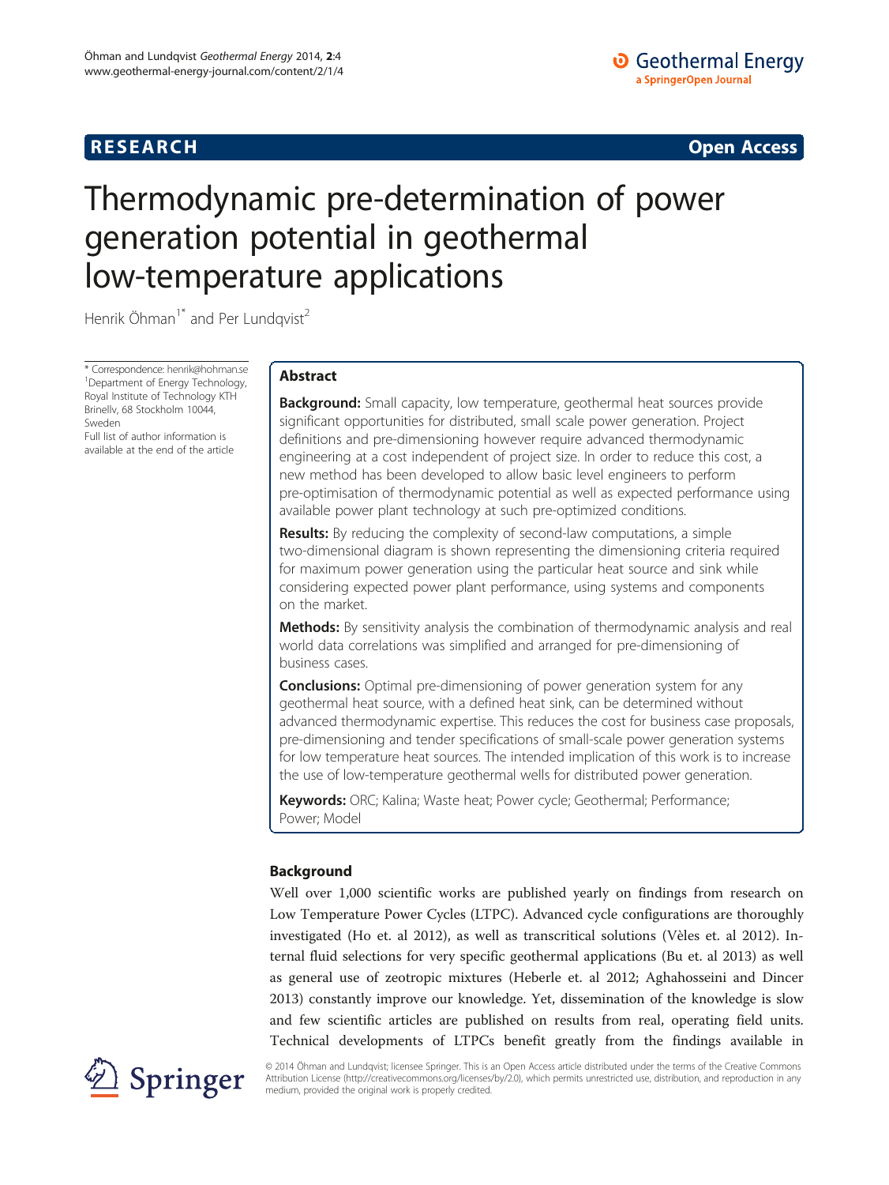**RESEARCH** **Open Access**

# Thermodynamic pre-determination of power generation potential in geothermal low-temperature applications

Henrik Öhman[1*] and Per Lundqvist[2]

\* Correspondence: henrik@hohman.se
[1]Department of Energy Technology, Royal Institute of Technology KTH Brinellv, 68 Stockholm 10044, Sweden
Full list of author information is available at the end of the article

## Abstract

**Background:** Small capacity, low temperature, geothermal heat sources provide significant opportunities for distributed, small scale power generation. Project definitions and pre-dimensioning however require advanced thermodynamic engineering at a cost independent of project size. In order to reduce this cost, a new method has been developed to allow basic level engineers to perform pre-optimisation of thermodynamic potential as well as expected performance using available power plant technology at such pre-optimized conditions.

**Results:** By reducing the complexity of second-law computations, a simple two-dimensional diagram is shown representing the dimensioning criteria required for maximum power generation using the particular heat source and sink while considering expected power plant performance, using systems and components on the market.

**Methods:** By sensitivity analysis the combination of thermodynamic analysis and real world data correlations was simplified and arranged for pre-dimensioning of business cases.

**Conclusions:** Optimal pre-dimensioning of power generation system for any geothermal heat source, with a defined heat sink, can be determined without advanced thermodynamic expertise. This reduces the cost for business case proposals, pre-dimensioning and tender specifications of small-scale power generation systems for low temperature heat sources. The intended implication of this work is to increase the use of low-temperature geothermal wells for distributed power generation.

**Keywords:** ORC; Kalina; Waste heat; Power cycle; Geothermal; Performance; Power; Model

## Background

Well over 1,000 scientific works are published yearly on findings from research on Low Temperature Power Cycles (LTPC). Advanced cycle configurations are thoroughly investigated (Ho et. al 2012), as well as transcritical solutions (Vèles et. al 2012). Internal fluid selections for very specific geothermal applications (Bu et. al 2013) as well as general use of zeotropic mixtures (Heberle et. al 2012; Aghahosseini and Dincer 2013) constantly improve our knowledge. Yet, dissemination of the knowledge is slow and few scientific articles are published on results from real, operating field units. Technical developments of LTPCs benefit greatly from the findings available in

© 2014 Öhman and Lundqvist; licensee Springer. This is an Open Access article distributed under the terms of the Creative Commons Attribution License (http://creativecommons.org/licenses/by/2.0), which permits unrestricted use, distribution, and reproduction in any medium, provided the original work is properly credited.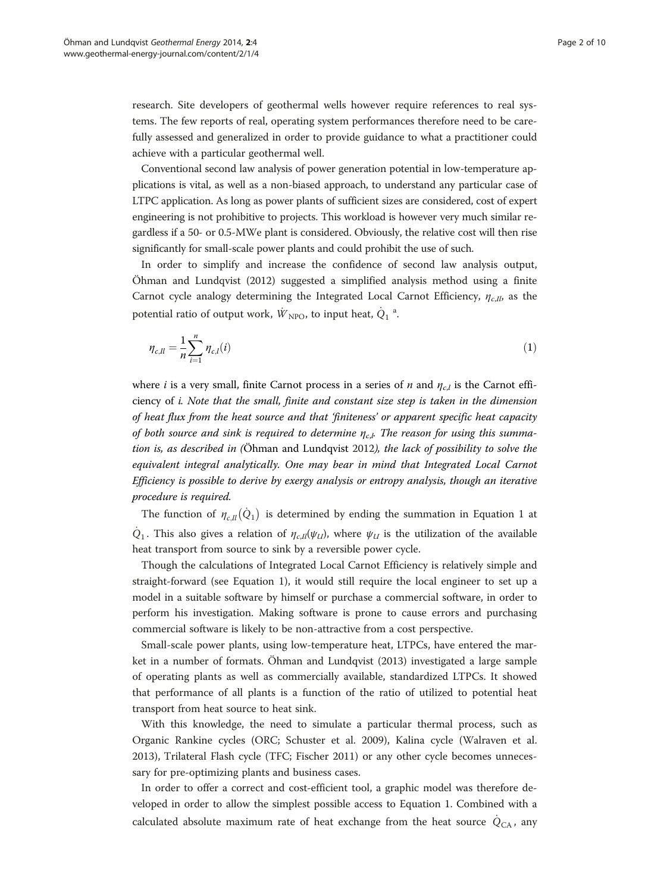research. Site developers of geothermal wells however require references to real systems. The few reports of real, operating system performances therefore need to be carefully assessed and generalized in order to provide guidance to what a practitioner could achieve with a particular geothermal well.

Conventional second law analysis of power generation potential in low-temperature applications is vital, as well as a non-biased approach, to understand any particular case of LTPC application. As long as power plants of sufficient sizes are considered, cost of expert engineering is not prohibitive to projects. This workload is however very much similar regardless if a 50- or 0.5-MWe plant is considered. Obviously, the relative cost will then rise significantly for small-scale power plants and could prohibit the use of such.

In order to simplify and increase the confidence of second law analysis output, Öhman and Lundqvist (2012) suggested a simplified analysis method using a finite Carnot cycle analogy determining the Integrated Local Carnot Efficiency, $\eta_{c,II}$, as the potential ratio of output work, $\dot{W}_{\mathrm{NPO}}$, to input heat, $\dot{Q}_1$ [a].

$$\eta_{c,II} = \frac{1}{n}\sum_{i=1}^{n} \eta_{c,I}(i) \tag{1}$$

where $i$ is a very small, finite Carnot process in a series of $n$ and $\eta_{c,I}$ is the Carnot efficiency of $i$. *Note that the small, finite and constant size step is taken in the dimension of heat flux from the heat source and that 'finiteness' or apparent specific heat capacity of both source and sink is required to determine $\eta_{c,I}$. The reason for using this summation is, as described in (*Öhman and Lundqvist 2012*), the lack of possibility to solve the equivalent integral analytically. One may bear in mind that Integrated Local Carnot Efficiency is possible to derive by exergy analysis or entropy analysis, though an iterative procedure is required.*

The function of $\eta_{c,II}(\dot{Q}_1)$ is determined by ending the summation in Equation 1 at $\dot{Q}_1$. This also gives a relation of $\eta_{c,II}(\psi_{LI})$, where $\psi_{LI}$ is the utilization of the available heat transport from source to sink by a reversible power cycle.

Though the calculations of Integrated Local Carnot Efficiency is relatively simple and straight-forward (see Equation 1), it would still require the local engineer to set up a model in a suitable software by himself or purchase a commercial software, in order to perform his investigation. Making software is prone to cause errors and purchasing commercial software is likely to be non-attractive from a cost perspective.

Small-scale power plants, using low-temperature heat, LTPCs, have entered the market in a number of formats. Öhman and Lundqvist (2013) investigated a large sample of operating plants as well as commercially available, standardized LTPCs. It showed that performance of all plants is a function of the ratio of utilized to potential heat transport from heat source to heat sink.

With this knowledge, the need to simulate a particular thermal process, such as Organic Rankine cycles (ORC; Schuster et al. 2009), Kalina cycle (Walraven et al. 2013), Trilateral Flash cycle (TFC; Fischer 2011) or any other cycle becomes unnecessary for pre-optimizing plants and business cases.

In order to offer a correct and cost-efficient tool, a graphic model was therefore developed in order to allow the simplest possible access to Equation 1. Combined with a calculated absolute maximum rate of heat exchange from the heat source $\dot{Q}_{\mathrm{CA}}$, any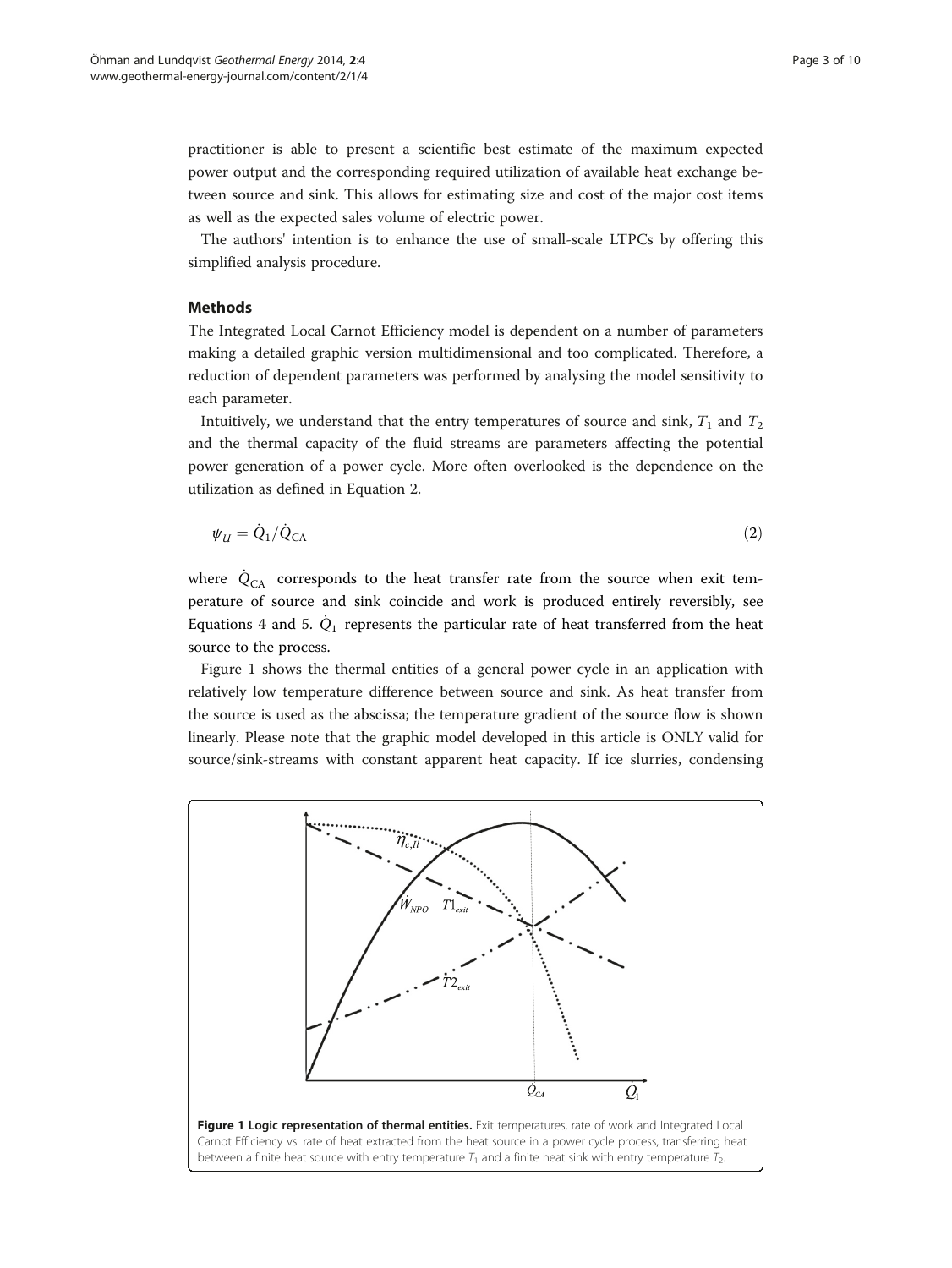practitioner is able to present a scientific best estimate of the maximum expected power output and the corresponding required utilization of available heat exchange between source and sink. This allows for estimating size and cost of the major cost items as well as the expected sales volume of electric power.

The authors' intention is to enhance the use of small-scale LTPCs by offering this simplified analysis procedure.

## Methods

The Integrated Local Carnot Efficiency model is dependent on a number of parameters making a detailed graphic version multidimensional and too complicated. Therefore, a reduction of dependent parameters was performed by analysing the model sensitivity to each parameter.

Intuitively, we understand that the entry temperatures of source and sink, $T_1$ and $T_2$ and the thermal capacity of the fluid streams are parameters affecting the potential power generation of a power cycle. More often overlooked is the dependence on the utilization as defined in Equation 2.

$$\psi_U = \dot{Q}_1/\dot{Q}_{\mathrm{CA}} \tag{2}$$

where $\dot{Q}_{\mathrm{CA}}$ corresponds to the heat transfer rate from the source when exit temperature of source and sink coincide and work is produced entirely reversibly, see Equations 4 and 5. $\dot{Q}_1$ represents the particular rate of heat transferred from the heat source to the process.

Figure 1 shows the thermal entities of a general power cycle in an application with relatively low temperature difference between source and sink. As heat transfer from the source is used as the abscissa; the temperature gradient of the source flow is shown linearly. Please note that the graphic model developed in this article is ONLY valid for source/sink-streams with constant apparent heat capacity. If ice slurries, condensing

**Figure 1 Logic representation of thermal entities.** Exit temperatures, rate of work and Integrated Local Carnot Efficiency vs. rate of heat extracted from the heat source in a power cycle process, transferring heat between a finite heat source with entry temperature $T_1$ and a finite heat sink with entry temperature $T_2$.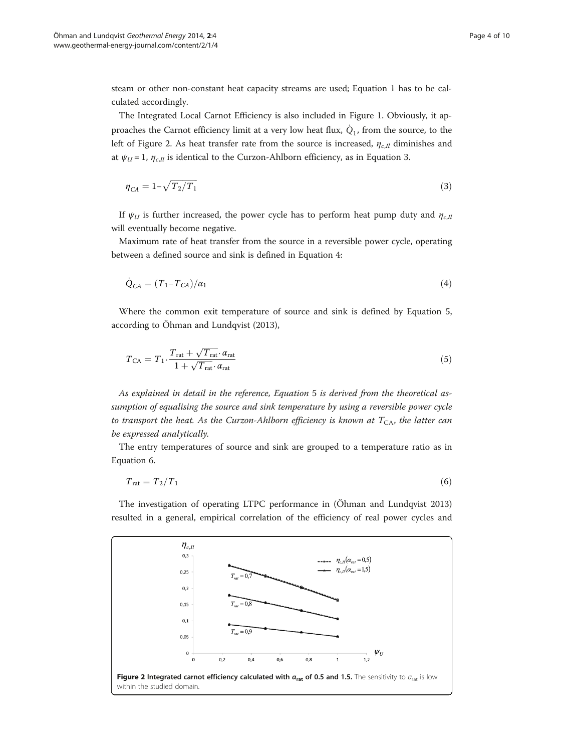steam or other non-constant heat capacity streams are used; Equation 1 has to be calculated accordingly.

The Integrated Local Carnot Efficiency is also included in Figure 1. Obviously, it approaches the Carnot efficiency limit at a very low heat flux, $\dot{Q}_1$, from the source, to the left of Figure 2. As heat transfer rate from the source is increased, $\eta_{c,Il}$ diminishes and at $\psi_U = 1$, $\eta_{c,Il}$ is identical to the Curzon-Ahlborn efficiency, as in Equation 3.

$$\eta_{CA} = 1 - \sqrt{T_2/T_1} \tag{3}$$

If $\psi_U$ is further increased, the power cycle has to perform heat pump duty and $\eta_{c,Il}$ will eventually become negative.

Maximum rate of heat transfer from the source in a reversible power cycle, operating between a defined source and sink is defined in Equation 4:

$$\dot{Q}_{CA} = (T_1 - T_{CA})/\alpha_1 \tag{4}$$

Where the common exit temperature of source and sink is defined by Equation 5, according to Öhman and Lundqvist (2013),

$$T_{\mathrm{CA}} = T_1 \cdot \frac{T_{\mathrm{rat}} + \sqrt{T_{\mathrm{rat}}} \cdot \alpha_{\mathrm{rat}}}{1 + \sqrt{T_{\mathrm{rat}}} \cdot \alpha_{\mathrm{rat}}} \tag{5}$$

*As explained in detail in the reference, Equation* 5 *is derived from the theoretical assumption of equalising the source and sink temperature by using a reversible power cycle to transport the heat. As the Curzon-Ahlborn efficiency is known at* $T_{\mathrm{CA}}$*, the latter can be expressed analytically.*

The entry temperatures of source and sink are grouped to a temperature ratio as in Equation 6.

$$T_{\mathrm{rat}} = T_2/T_1 \tag{6}$$

The investigation of operating LTPC performance in (Öhman and Lundqvist 2013) resulted in a general, empirical correlation of the efficiency of real power cycles and

**Figure 2 Integrated carnot efficiency calculated with $\alpha_{\mathrm{rat}}$ of 0.5 and 1.5.** The sensitivity to $\alpha_{\mathrm{rat}}$ is low within the studied domain.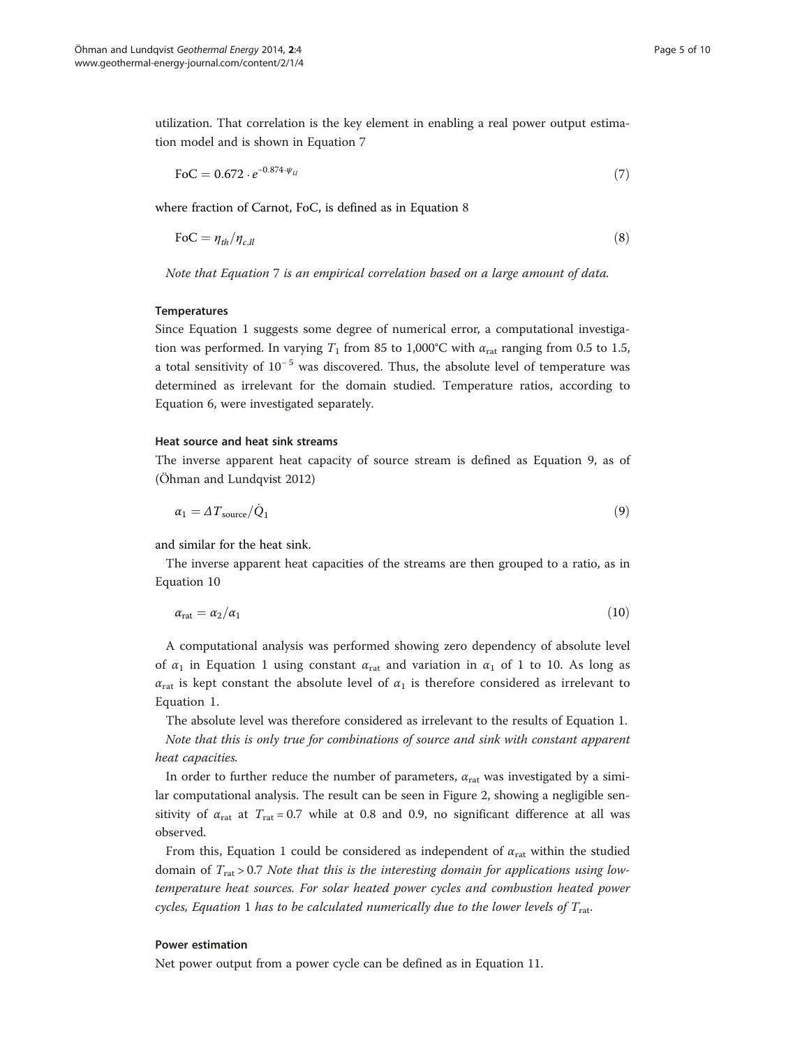utilization. That correlation is the key element in enabling a real power output estimation model and is shown in Equation 7

$$\text{FoC} = 0.672 \cdot e^{-0.874 \cdot \psi_{ll}} \tag{7}$$

where fraction of Carnot, FoC, is defined as in Equation 8

$$\text{FoC} = \eta_{th} / \eta_{c,ll} \tag{8}$$

*Note that Equation 7 is an empirical correlation based on a large amount of data.*

### Temperatures

Since Equation 1 suggests some degree of numerical error, a computational investigation was performed. In varying $T_1$ from 85 to 1,000°C with $\alpha_{\text{rat}}$ ranging from 0.5 to 1.5, a total sensitivity of $10^{-5}$ was discovered. Thus, the absolute level of temperature was determined as irrelevant for the domain studied. Temperature ratios, according to Equation 6, were investigated separately.

### Heat source and heat sink streams

The inverse apparent heat capacity of source stream is defined as Equation 9, as of (Öhman and Lundqvist 2012)

$$\alpha_1 = \Delta T_{\text{source}} / \dot{Q}_1 \tag{9}$$

and similar for the heat sink.

The inverse apparent heat capacities of the streams are then grouped to a ratio, as in Equation 10

$$\alpha_{\text{rat}} = \alpha_2 / \alpha_1 \tag{10}$$

A computational analysis was performed showing zero dependency of absolute level of $\alpha_1$ in Equation 1 using constant $\alpha_{\text{rat}}$ and variation in $\alpha_1$ of 1 to 10. As long as $\alpha_{\text{rat}}$ is kept constant the absolute level of $\alpha_1$ is therefore considered as irrelevant to Equation 1.

The absolute level was therefore considered as irrelevant to the results of Equation 1. *Note that this is only true for combinations of source and sink with constant apparent heat capacities.*

In order to further reduce the number of parameters, $\alpha_{\text{rat}}$ was investigated by a similar computational analysis. The result can be seen in Figure 2, showing a negligible sensitivity of $\alpha_{\text{rat}}$ at $T_{\text{rat}} = 0.7$ while at 0.8 and 0.9, no significant difference at all was observed.

From this, Equation 1 could be considered as independent of $\alpha_{\text{rat}}$ within the studied domain of $T_{\text{rat}} > 0.7$ *Note that this is the interesting domain for applications using low-temperature heat sources. For solar heated power cycles and combustion heated power cycles, Equation 1 has to be calculated numerically due to the lower levels of $T_{\text{rat}}$.*

### Power estimation

Net power output from a power cycle can be defined as in Equation 11.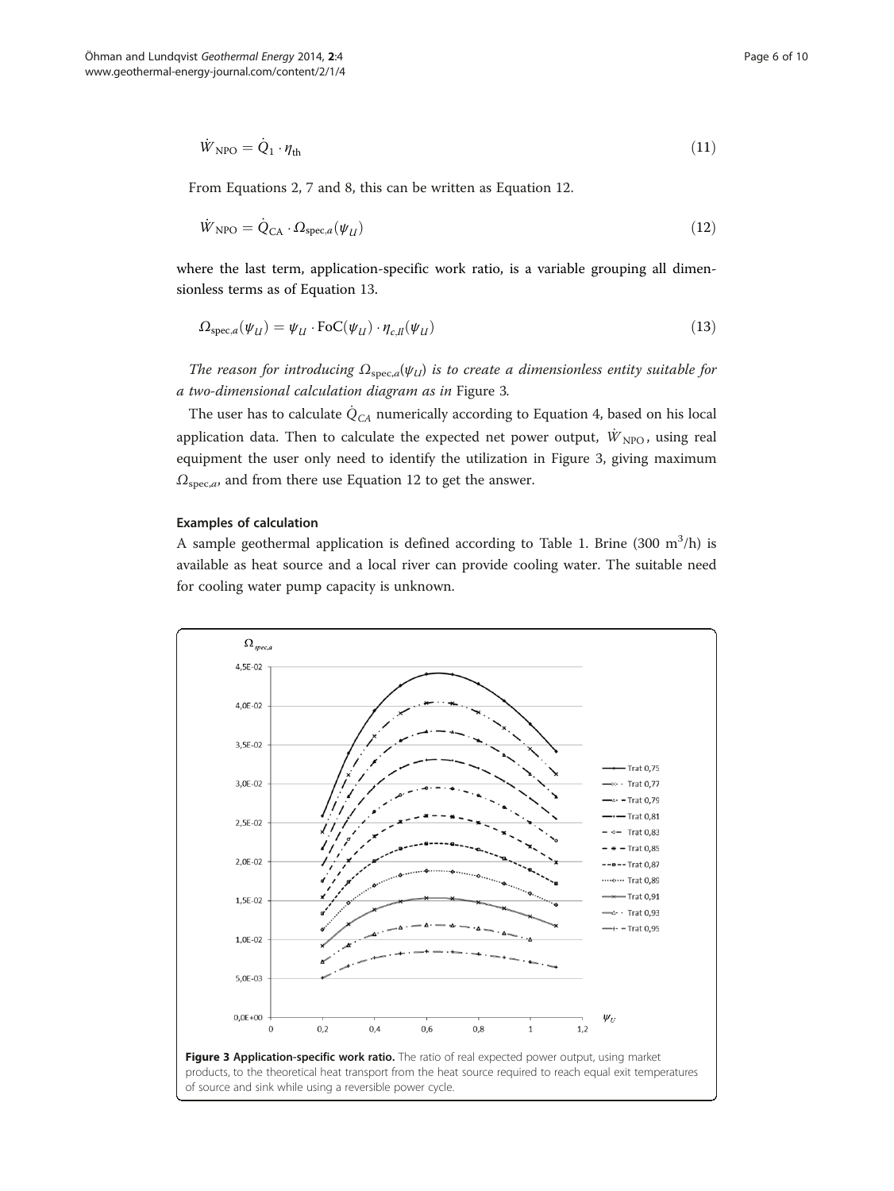$$\dot{W}_{\text{NPO}} = \dot{Q}_1 \cdot \eta_{\text{th}} \tag{11}$$

From Equations 2, 7 and 8, this can be written as Equation 12.

$$\dot{W}_{\text{NPO}} = \dot{Q}_{\text{CA}} \cdot \Omega_{\text{spec},a}(\psi_U) \tag{12}$$

where the last term, application-specific work ratio, is a variable grouping all dimensionless terms as of Equation 13.

$$\Omega_{\text{spec},a}(\psi_U) = \psi_U \cdot \text{FoC}(\psi_U) \cdot \eta_{c,II}(\psi_U) \tag{13}$$

*The reason for introducing $\Omega_{\text{spec},a}(\psi_U)$ is to create a dimensionless entity suitable for a two-dimensional calculation diagram as in* Figure 3*.*

The user has to calculate $\dot{Q}_{CA}$ numerically according to Equation 4, based on his local application data. Then to calculate the expected net power output, $\dot{W}_{\text{NPO}}$, using real equipment the user only need to identify the utilization in Figure 3, giving maximum $\Omega_{\text{spec},a}$, and from there use Equation 12 to get the answer.

#### Examples of calculation

A sample geothermal application is defined according to Table 1. Brine (300 $m^3$/h) is available as heat source and a local river can provide cooling water. The suitable need for cooling water pump capacity is unknown.

**Figure 3 Application-specific work ratio.** The ratio of real expected power output, using market products, to the theoretical heat transport from the heat source required to reach equal exit temperatures of source and sink while using a reversible power cycle.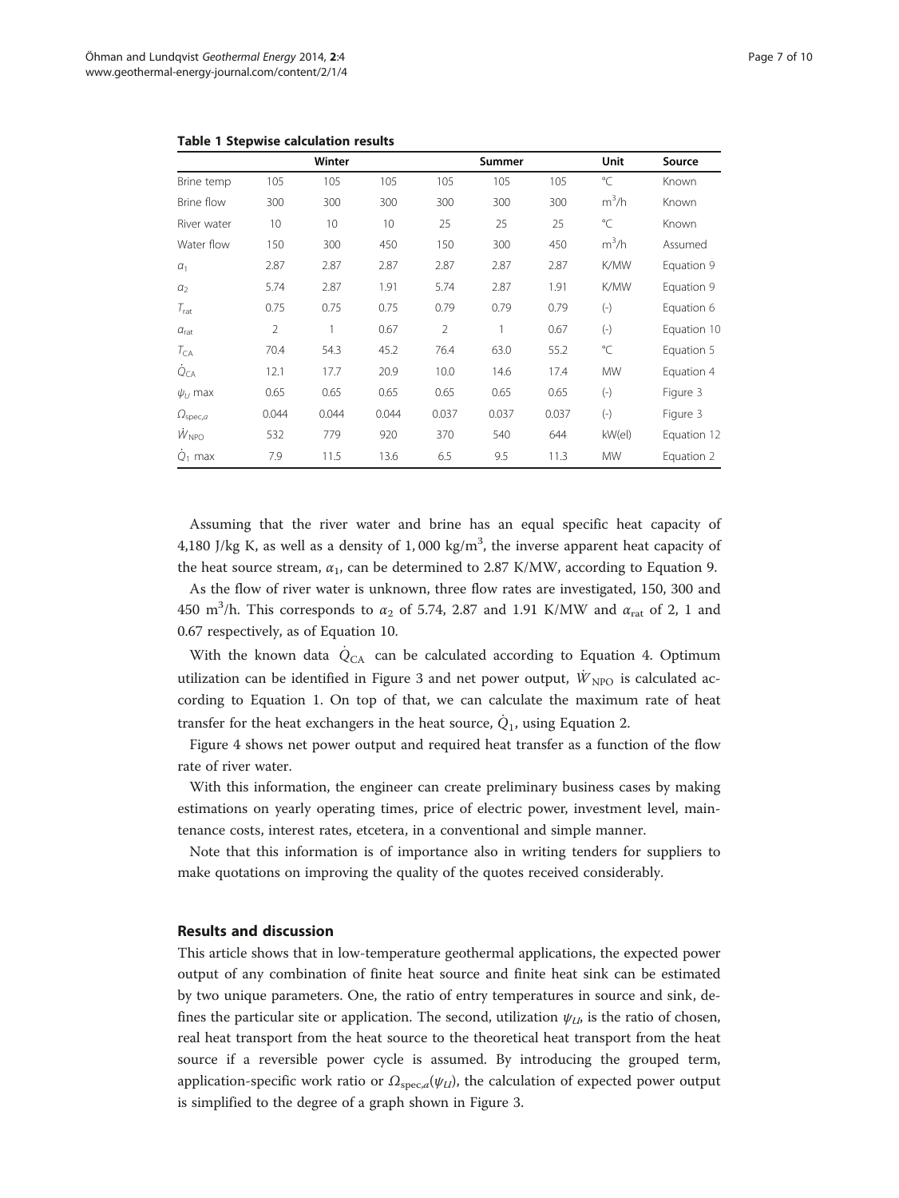**Table 1 Stepwise calculation results**

| | Winter | | | Summer | | | Unit | Source |
|---|---|---|---|---|---|---|---|---|
| Brine temp | 105 | 105 | 105 | 105 | 105 | 105 | °C | Known |
| Brine flow | 300 | 300 | 300 | 300 | 300 | 300 | $m^3/h$ | Known |
| River water | 10 | 10 | 10 | 25 | 25 | 25 | °C | Known |
| Water flow | 150 | 300 | 450 | 150 | 300 | 450 | $m^3/h$ | Assumed |
| $\alpha_1$ | 2.87 | 2.87 | 2.87 | 2.87 | 2.87 | 2.87 | K/MW | Equation 9 |
| $\alpha_2$ | 5.74 | 2.87 | 1.91 | 5.74 | 2.87 | 1.91 | K/MW | Equation 9 |
| $T_{\text{rat}}$ | 0.75 | 0.75 | 0.75 | 0.79 | 0.79 | 0.79 | (-) | Equation 6 |
| $\alpha_{\text{rat}}$ | 2 | 1 | 0.67 | 2 | 1 | 0.67 | (-) | Equation 10 |
| $T_{\text{CA}}$ | 70.4 | 54.3 | 45.2 | 76.4 | 63.0 | 55.2 | °C | Equation 5 |
| $\dot{Q}_{\text{CA}}$ | 12.1 | 17.7 | 20.9 | 10.0 | 14.6 | 17.4 | MW | Equation 4 |
| $\psi_U$ max | 0.65 | 0.65 | 0.65 | 0.65 | 0.65 | 0.65 | (-) | Figure 3 |
| $\Omega_{\text{spec},a}$ | 0.044 | 0.044 | 0.044 | 0.037 | 0.037 | 0.037 | (-) | Figure 3 |
| $\dot{W}_{\text{NPO}}$ | 532 | 779 | 920 | 370 | 540 | 644 | kW(el) | Equation 12 |
| $\dot{Q}_1$ max | 7.9 | 11.5 | 13.6 | 6.5 | 9.5 | 11.3 | MW | Equation 2 |

Assuming that the river water and brine has an equal specific heat capacity of 4,180 J/kg K, as well as a density of 1, 000 $kg/m^3$, the inverse apparent heat capacity of the heat source stream, $\alpha_1$, can be determined to 2.87 K/MW, according to Equation 9.

As the flow of river water is unknown, three flow rates are investigated, 150, 300 and 450 $m^3/h$. This corresponds to $\alpha_2$ of 5.74, 2.87 and 1.91 K/MW and $\alpha_{\text{rat}}$ of 2, 1 and 0.67 respectively, as of Equation 10.

With the known data $\dot{Q}_{\text{CA}}$ can be calculated according to Equation 4. Optimum utilization can be identified in Figure 3 and net power output, $\dot{W}_{\text{NPO}}$ is calculated according to Equation 1. On top of that, we can calculate the maximum rate of heat transfer for the heat exchangers in the heat source, $\dot{Q}_1$, using Equation 2.

Figure 4 shows net power output and required heat transfer as a function of the flow rate of river water.

With this information, the engineer can create preliminary business cases by making estimations on yearly operating times, price of electric power, investment level, maintenance costs, interest rates, etcetera, in a conventional and simple manner.

Note that this information is of importance also in writing tenders for suppliers to make quotations on improving the quality of the quotes received considerably.

## Results and discussion

This article shows that in low-temperature geothermal applications, the expected power output of any combination of finite heat source and finite heat sink can be estimated by two unique parameters. One, the ratio of entry temperatures in source and sink, defines the particular site or application. The second, utilization $\psi_U$, is the ratio of chosen, real heat transport from the heat source to the theoretical heat transport from the heat source if a reversible power cycle is assumed. By introducing the grouped term, application-specific work ratio or $\Omega_{\text{spec},a}(\psi_U)$, the calculation of expected power output is simplified to the degree of a graph shown in Figure 3.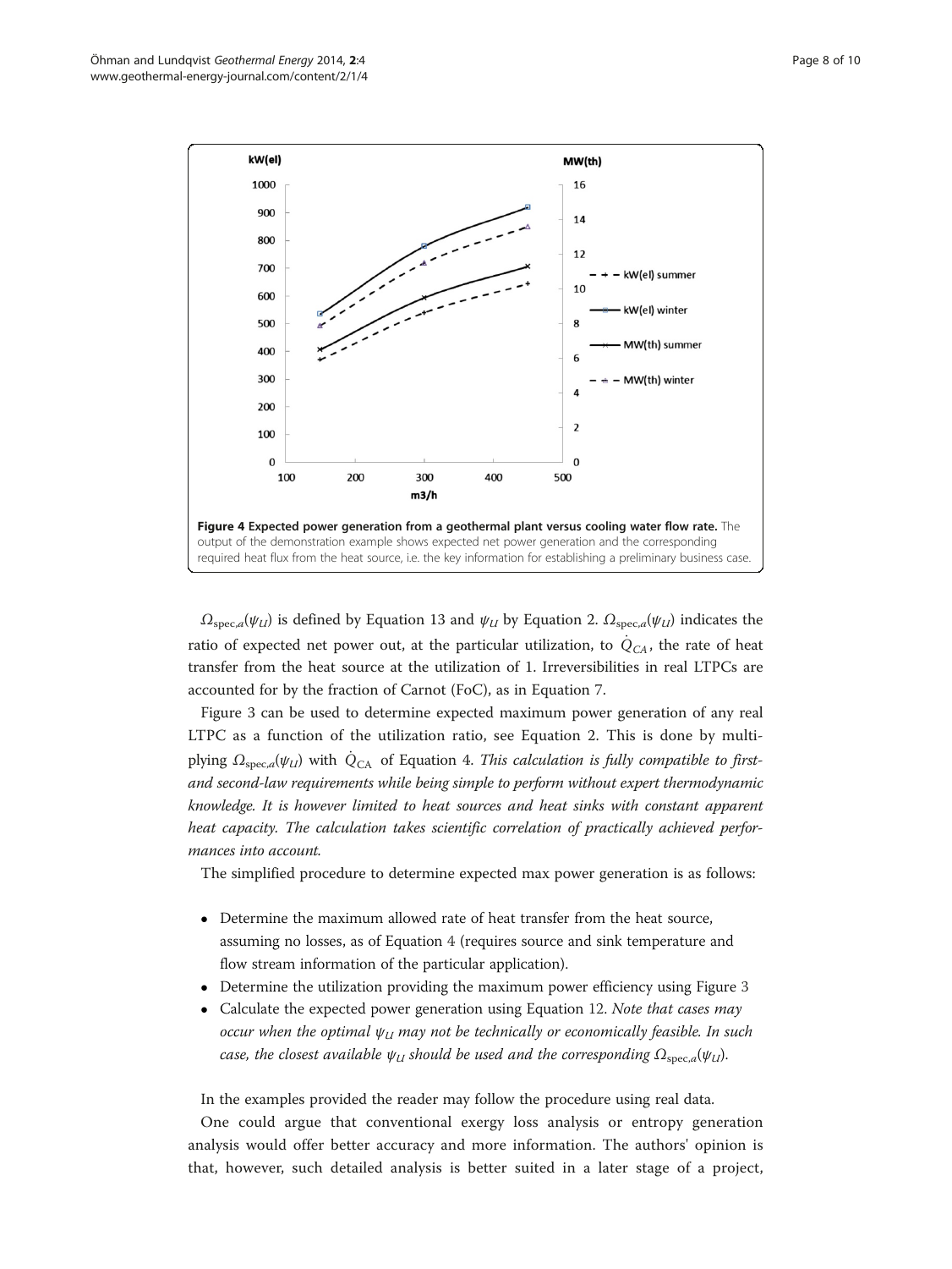**Figure 4 Expected power generation from a geothermal plant versus cooling water flow rate.** The output of the demonstration example shows expected net power generation and the corresponding required heat flux from the heat source, i.e. the key information for establishing a preliminary business case.

$\Omega_{\text{spec},a}(\psi_{LI})$ is defined by Equation 13 and $\psi_{LI}$ by Equation 2. $\Omega_{\text{spec},a}(\psi_{LI})$ indicates the ratio of expected net power out, at the particular utilization, to $\dot{Q}_{CA}$, the rate of heat transfer from the heat source at the utilization of 1. Irreversibilities in real LTPCs are accounted for by the fraction of Carnot (FoC), as in Equation 7.

Figure 3 can be used to determine expected maximum power generation of any real LTPC as a function of the utilization ratio, see Equation 2. This is done by multiplying $\Omega_{\text{spec},a}(\psi_{LI})$ with $\dot{Q}_{\text{CA}}$ of Equation 4. *This calculation is fully compatible to first- and second-law requirements while being simple to perform without expert thermodynamic knowledge. It is however limited to heat sources and heat sinks with constant apparent heat capacity. The calculation takes scientific correlation of practically achieved performances into account.*

The simplified procedure to determine expected max power generation is as follows:

- Determine the maximum allowed rate of heat transfer from the heat source, assuming no losses, as of Equation 4 (requires source and sink temperature and flow stream information of the particular application).
- Determine the utilization providing the maximum power efficiency using Figure 3
- Calculate the expected power generation using Equation 12. *Note that cases may occur when the optimal $\psi_{LI}$ may not be technically or economically feasible. In such case, the closest available $\psi_{LI}$ should be used and the corresponding $\Omega_{\text{spec},a}(\psi_{LI})$.*

In the examples provided the reader may follow the procedure using real data.

One could argue that conventional exergy loss analysis or entropy generation analysis would offer better accuracy and more information. The authors' opinion is that, however, such detailed analysis is better suited in a later stage of a project,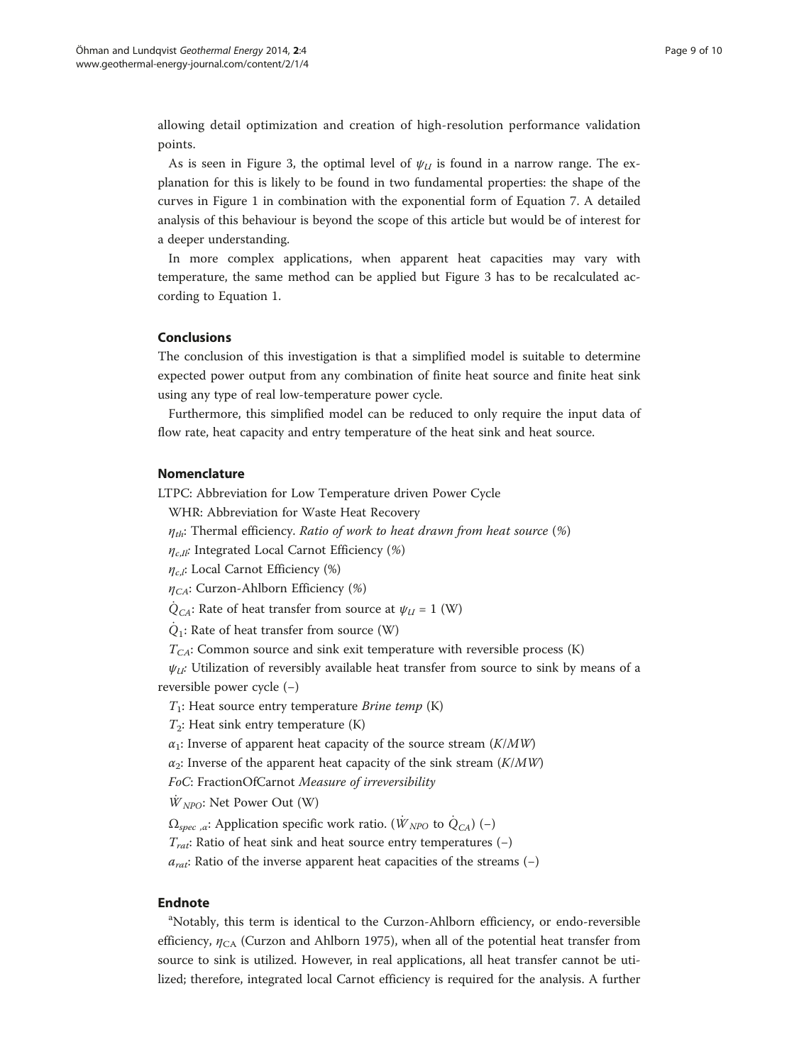allowing detail optimization and creation of high-resolution performance validation points.

As is seen in Figure 3, the optimal level of $\psi_U$ is found in a narrow range. The explanation for this is likely to be found in two fundamental properties: the shape of the curves in Figure 1 in combination with the exponential form of Equation 7. A detailed analysis of this behaviour is beyond the scope of this article but would be of interest for a deeper understanding.

In more complex applications, when apparent heat capacities may vary with temperature, the same method can be applied but Figure 3 has to be recalculated according to Equation 1.

## Conclusions

The conclusion of this investigation is that a simplified model is suitable to determine expected power output from any combination of finite heat source and finite heat sink using any type of real low-temperature power cycle.

Furthermore, this simplified model can be reduced to only require the input data of flow rate, heat capacity and entry temperature of the heat sink and heat source.

## Nomenclature

LTPC: Abbreviation for Low Temperature driven Power Cycle

WHR: Abbreviation for Waste Heat Recovery

$\eta_{th}$: Thermal efficiency. *Ratio of work to heat drawn from heat source* (%)

$\eta_{c,Il}$: Integrated Local Carnot Efficiency (%)

$\eta_{c,l}$: Local Carnot Efficiency (%)

$\eta_{CA}$: Curzon-Ahlborn Efficiency (%)

$\dot{Q}_{CA}$: Rate of heat transfer from source at $\psi_U = 1$ (W)

$\dot{Q}_1$: Rate of heat transfer from source (W)

$T_{CA}$: Common source and sink exit temperature with reversible process (K)

$\psi_U$: Utilization of reversibly available heat transfer from source to sink by means of a reversible power cycle (–)

$T_1$: Heat source entry temperature *Brine temp* (K)

$T_2$: Heat sink entry temperature (K)

$\alpha_1$: Inverse of apparent heat capacity of the source stream ($K/MW$)

$\alpha_2$: Inverse of the apparent heat capacity of the sink stream ($K/MW$)

*FoC*: FractionOfCarnot *Measure of irreversibility*

$\dot{W}_{NPO}$: Net Power Out (W)

$\Omega_{spec,\alpha}$: Application specific work ratio. ($\dot{W}_{NPO}$ to $\dot{Q}_{CA}$) (–)

$T_{rat}$: Ratio of heat sink and heat source entry temperatures (–)

$a_{rat}$: Ratio of the inverse apparent heat capacities of the streams (–)

## Endnote

[a]Notably, this term is identical to the Curzon-Ahlborn efficiency, or endo-reversible efficiency, $\eta_{CA}$ (Curzon and Ahlborn 1975), when all of the potential heat transfer from source to sink is utilized. However, in real applications, all heat transfer cannot be utilized; therefore, integrated local Carnot efficiency is required for the analysis. A further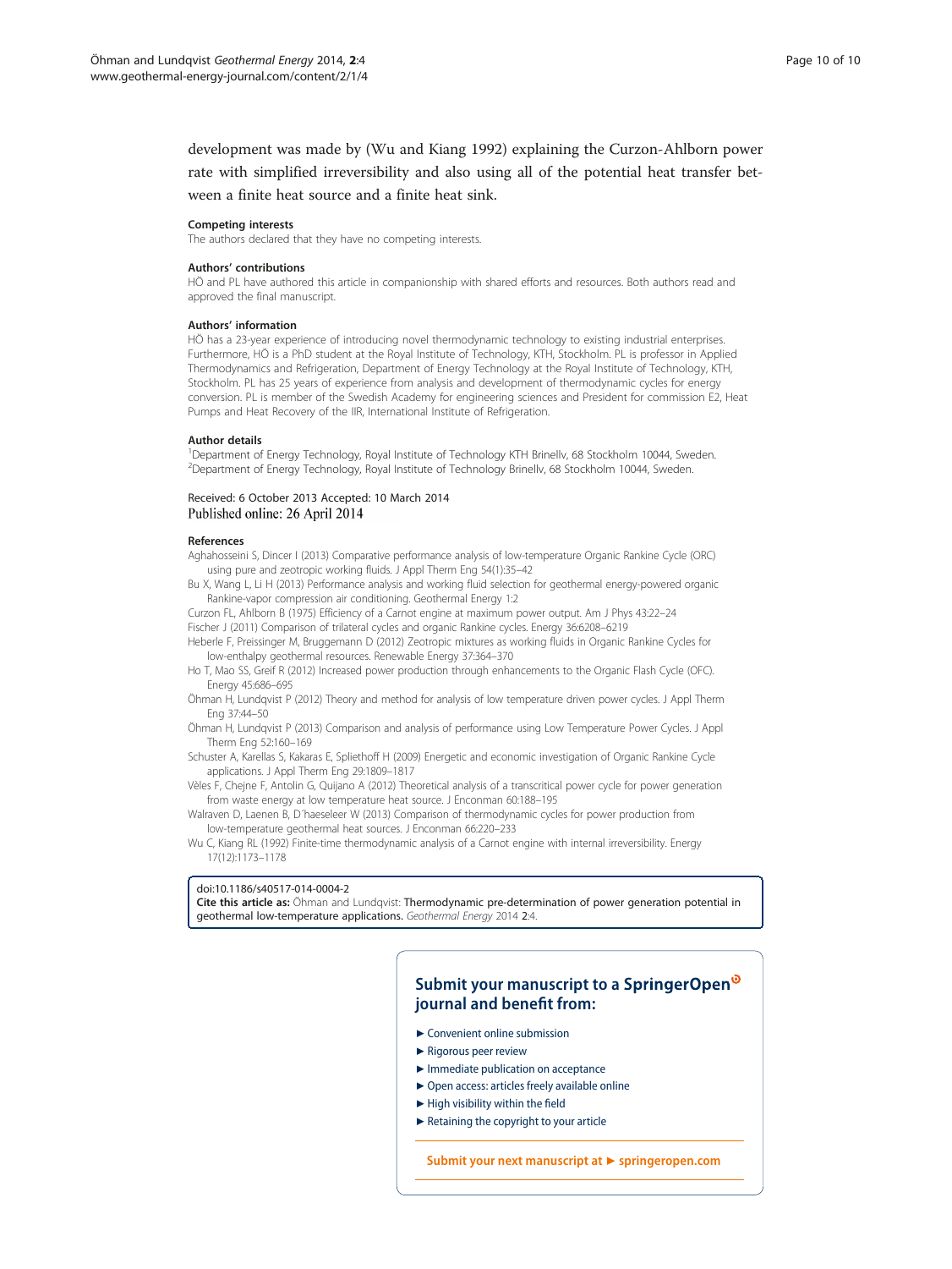development was made by (Wu and Kiang 1992) explaining the Curzon-Ahlborn power rate with simplified irreversibility and also using all of the potential heat transfer between a finite heat source and a finite heat sink.

#### Competing interests

The authors declared that they have no competing interests.

#### Authors' contributions

HÖ and PL have authored this article in companionship with shared efforts and resources. Both authors read and approved the final manuscript.

#### Authors' information

HÖ has a 23-year experience of introducing novel thermodynamic technology to existing industrial enterprises. Furthermore, HÖ is a PhD student at the Royal Institute of Technology, KTH, Stockholm. PL is professor in Applied Thermodynamics and Refrigeration, Department of Energy Technology at the Royal Institute of Technology, KTH, Stockholm. PL has 25 years of experience from analysis and development of thermodynamic cycles for energy conversion. PL is member of the Swedish Academy for engineering sciences and President for commission E2, Heat Pumps and Heat Recovery of the IIR, International Institute of Refrigeration.

#### Author details

[1]Department of Energy Technology, Royal Institute of Technology KTH Brinellv, 68 Stockholm 10044, Sweden.
[2]Department of Energy Technology, Royal Institute of Technology Brinellv, 68 Stockholm 10044, Sweden.

Received: 6 October 2013 Accepted: 10 March 2014
Published online: 26 April 2014

#### References

Aghahosseini S, Dincer I (2013) Comparative performance analysis of low-temperature Organic Rankine Cycle (ORC) using pure and zeotropic working fluids. J Appl Therm Eng 54(1):35–42

Bu X, Wang L, Li H (2013) Performance analysis and working fluid selection for geothermal energy-powered organic Rankine-vapor compression air conditioning. Geothermal Energy 1:2

Curzon FL, Ahlborn B (1975) Efficiency of a Carnot engine at maximum power output. Am J Phys 43:22–24

Fischer J (2011) Comparison of trilateral cycles and organic Rankine cycles. Energy 36:6208–6219

Heberle F, Preissinger M, Bruggemann D (2012) Zeotropic mixtures as working fluids in Organic Rankine Cycles for low-enthalpy geothermal resources. Renewable Energy 37:364–370

Ho T, Mao SS, Greif R (2012) Increased power production through enhancements to the Organic Flash Cycle (OFC). Energy 45:686–695

Öhman H, Lundqvist P (2012) Theory and method for analysis of low temperature driven power cycles. J Appl Therm Eng 37:44–50

Öhman H, Lundqvist P (2013) Comparison and analysis of performance using Low Temperature Power Cycles. J Appl Therm Eng 52:160–169

Schuster A, Karellas S, Kakaras E, Spliethoff H (2009) Energetic and economic investigation of Organic Rankine Cycle applications. J Appl Therm Eng 29:1809–1817

Vèles F, Chejne F, Antolin G, Quijano A (2012) Theoretical analysis of a transcritical power cycle for power generation from waste energy at low temperature heat source. J Enconman 60:188–195

Walraven D, Laenen B, D´haeseleer W (2013) Comparison of thermodynamic cycles for power production from low-temperature geothermal heat sources. J Enconman 66:220–233

Wu C, Kiang RL (1992) Finite-time thermodynamic analysis of a Carnot engine with internal irreversibility. Energy 17(12):1173–1178

doi:10.1186/s40517-014-0004-2

**Cite this article as:** Öhman and Lundqvist: Thermodynamic pre-determination of power generation potential in geothermal low-temperature applications. *Geothermal Energy* 2014 **2**:4.

**Submit your manuscript to a SpringerOpen journal and benefit from:**

- ► Convenient online submission
- ► Rigorous peer review
- ► Immediate publication on acceptance
- ► Open access: articles freely available online
- ► High visibility within the field
- ► Retaining the copyright to your article

**Submit your next manuscript at ► springeropen.com**